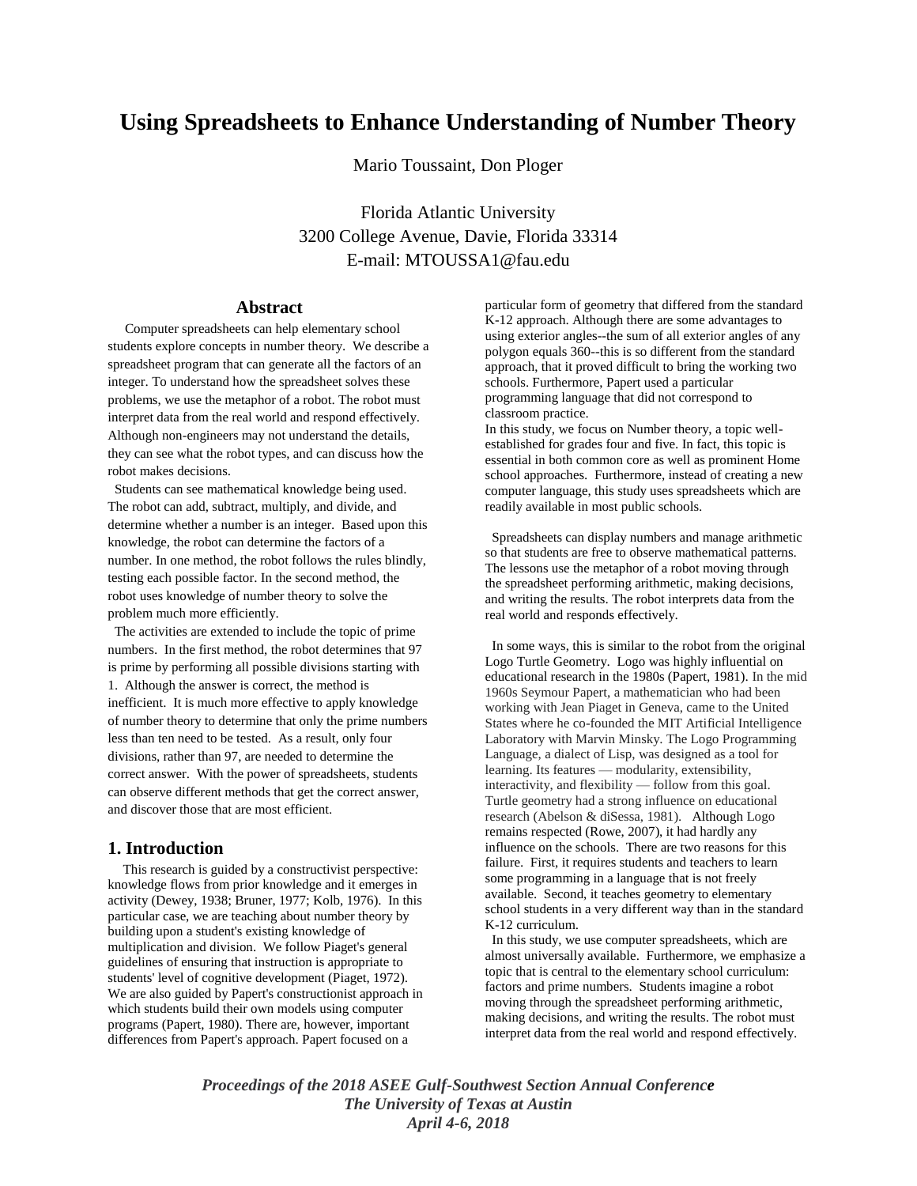# Using Spreadsheets to Enhance Understanding of Number Theory

Mario Toussaint, Don Ploger

Florida Atlantic University
3200 College Avenue, Davie, Florida 33314
E-mail: MTOUSSA1@fau.edu

## Abstract

Computer spreadsheets can help elementary school students explore concepts in number theory. We describe a spreadsheet program that can generate all the factors of an integer. To understand how the spreadsheet solves these problems, we use the metaphor of a robot. The robot must interpret data from the real world and respond effectively. Although non-engineers may not understand the details, they can see what the robot types, and can discuss how the robot makes decisions.

Students can see mathematical knowledge being used. The robot can add, subtract, multiply, and divide, and determine whether a number is an integer. Based upon this knowledge, the robot can determine the factors of a number. In one method, the robot follows the rules blindly, testing each possible factor. In the second method, the robot uses knowledge of number theory to solve the problem much more efficiently.

The activities are extended to include the topic of prime numbers. In the first method, the robot determines that 97 is prime by performing all possible divisions starting with 1. Although the answer is correct, the method is inefficient. It is much more effective to apply knowledge of number theory to determine that only the prime numbers less than ten need to be tested. As a result, only four divisions, rather than 97, are needed to determine the correct answer. With the power of spreadsheets, students can observe different methods that get the correct answer, and discover those that are most efficient.

## 1. Introduction

This research is guided by a constructivist perspective: knowledge flows from prior knowledge and it emerges in activity (Dewey, 1938; Bruner, 1977; Kolb, 1976). In this particular case, we are teaching about number theory by building upon a student's existing knowledge of multiplication and division. We follow Piaget's general guidelines of ensuring that instruction is appropriate to students' level of cognitive development (Piaget, 1972). We are also guided by Papert's constructionist approach in which students build their own models using computer programs (Papert, 1980). There are, however, important differences from Papert's approach. Papert focused on a particular form of geometry that differed from the standard K-12 approach. Although there are some advantages to using exterior angles--the sum of all exterior angles of any polygon equals 360--this is so different from the standard approach, that it proved difficult to bring the working two schools. Furthermore, Papert used a particular programming language that did not correspond to classroom practice.

In this study, we focus on Number theory, a topic well-established for grades four and five. In fact, this topic is essential in both common core as well as prominent Home school approaches. Furthermore, instead of creating a new computer language, this study uses spreadsheets which are readily available in most public schools.

Spreadsheets can display numbers and manage arithmetic so that students are free to observe mathematical patterns. The lessons use the metaphor of a robot moving through the spreadsheet performing arithmetic, making decisions, and writing the results. The robot interprets data from the real world and responds effectively.

In some ways, this is similar to the robot from the original Logo Turtle Geometry. Logo was highly influential on educational research in the 1980s (Papert, 1981). In the mid 1960s Seymour Papert, a mathematician who had been working with Jean Piaget in Geneva, came to the United States where he co-founded the MIT Artificial Intelligence Laboratory with Marvin Minsky. The Logo Programming Language, a dialect of Lisp, was designed as a tool for learning. Its features — modularity, extensibility, interactivity, and flexibility — follow from this goal. Turtle geometry had a strong influence on educational research (Abelson & diSessa, 1981). Although Logo remains respected (Rowe, 2007), it had hardly any influence on the schools. There are two reasons for this failure. First, it requires students and teachers to learn some programming in a language that is not freely available. Second, it teaches geometry to elementary school students in a very different way than in the standard K-12 curriculum.

In this study, we use computer spreadsheets, which are almost universally available. Furthermore, we emphasize a topic that is central to the elementary school curriculum: factors and prime numbers. Students imagine a robot moving through the spreadsheet performing arithmetic, making decisions, and writing the results. The robot must interpret data from the real world and respond effectively.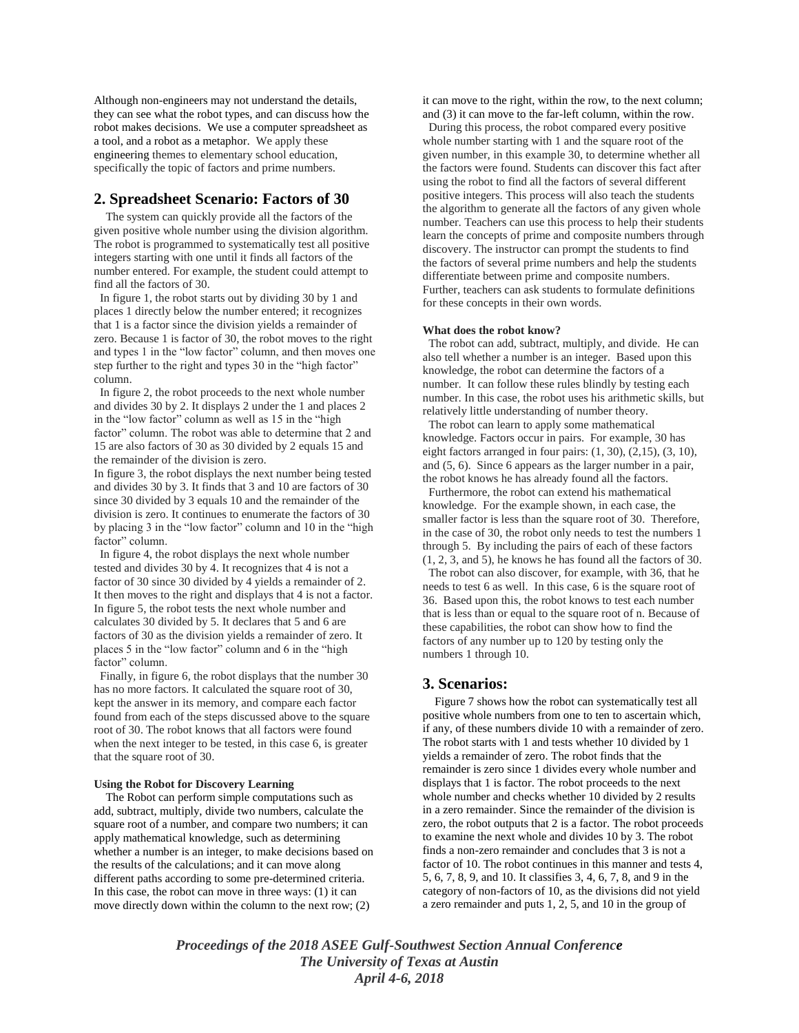Although non-engineers may not understand the details, they can see what the robot types, and can discuss how the robot makes decisions. We use a computer spreadsheet as a tool, and a robot as a metaphor. We apply these engineering themes to elementary school education, specifically the topic of factors and prime numbers.

## 2. Spreadsheet Scenario: Factors of 30

The system can quickly provide all the factors of the given positive whole number using the division algorithm. The robot is programmed to systematically test all positive integers starting with one until it finds all factors of the number entered. For example, the student could attempt to find all the factors of 30.

In figure 1, the robot starts out by dividing 30 by 1 and places 1 directly below the number entered; it recognizes that 1 is a factor since the division yields a remainder of zero. Because 1 is factor of 30, the robot moves to the right and types 1 in the "low factor" column, and then moves one step further to the right and types 30 in the "high factor" column.

In figure 2, the robot proceeds to the next whole number and divides 30 by 2. It displays 2 under the 1 and places 2 in the "low factor" column as well as 15 in the "high factor" column. The robot was able to determine that 2 and 15 are also factors of 30 as 30 divided by 2 equals 15 and the remainder of the division is zero.

In figure 3, the robot displays the next number being tested and divides 30 by 3. It finds that 3 and 10 are factors of 30 since 30 divided by 3 equals 10 and the remainder of the division is zero. It continues to enumerate the factors of 30 by placing 3 in the "low factor" column and 10 in the "high factor" column.

In figure 4, the robot displays the next whole number tested and divides 30 by 4. It recognizes that 4 is not a factor of 30 since 30 divided by 4 yields a remainder of 2. It then moves to the right and displays that 4 is not a factor.

In figure 5, the robot tests the next whole number and calculates 30 divided by 5. It declares that 5 and 6 are factors of 30 as the division yields a remainder of zero. It places 5 in the "low factor" column and 6 in the "high factor" column.

Finally, in figure 6, the robot displays that the number 30 has no more factors. It calculated the square root of 30, kept the answer in its memory, and compare each factor found from each of the steps discussed above to the square root of 30. The robot knows that all factors were found when the next integer to be tested, in this case 6, is greater that the square root of 30.

#### Using the Robot for Discovery Learning

The Robot can perform simple computations such as add, subtract, multiply, divide two numbers, calculate the square root of a number, and compare two numbers; it can apply mathematical knowledge, such as determining whether a number is an integer, to make decisions based on the results of the calculations; and it can move along different paths according to some pre-determined criteria. In this case, the robot can move in three ways: (1) it can move directly down within the column to the next row; (2) it can move to the right, within the row, to the next column; and (3) it can move to the far-left column, within the row.

During this process, the robot compared every positive whole number starting with 1 and the square root of the given number, in this example 30, to determine whether all the factors were found. Students can discover this fact after using the robot to find all the factors of several different positive integers. This process will also teach the students the algorithm to generate all the factors of any given whole number. Teachers can use this process to help their students learn the concepts of prime and composite numbers through discovery. The instructor can prompt the students to find the factors of several prime numbers and help the students differentiate between prime and composite numbers. Further, teachers can ask students to formulate definitions for these concepts in their own words.

#### What does the robot know?

The robot can add, subtract, multiply, and divide. He can also tell whether a number is an integer. Based upon this knowledge, the robot can determine the factors of a number. It can follow these rules blindly by testing each number. In this case, the robot uses his arithmetic skills, but relatively little understanding of number theory.

The robot can learn to apply some mathematical knowledge. Factors occur in pairs. For example, 30 has eight factors arranged in four pairs: (1, 30), (2,15), (3, 10), and (5, 6). Since 6 appears as the larger number in a pair, the robot knows he has already found all the factors.

Furthermore, the robot can extend his mathematical knowledge. For the example shown, in each case, the smaller factor is less than the square root of 30. Therefore, in the case of 30, the robot only needs to test the numbers 1 through 5. By including the pairs of each of these factors (1, 2, 3, and 5), he knows he has found all the factors of 30.

The robot can also discover, for example, with 36, that he needs to test 6 as well. In this case, 6 is the square root of 36. Based upon this, the robot knows to test each number that is less than or equal to the square root of n. Because of these capabilities, the robot can show how to find the factors of any number up to 120 by testing only the numbers 1 through 10.

## 3. Scenarios:

Figure 7 shows how the robot can systematically test all positive whole numbers from one to ten to ascertain which, if any, of these numbers divide 10 with a remainder of zero. The robot starts with 1 and tests whether 10 divided by 1 yields a remainder of zero. The robot finds that the remainder is zero since 1 divides every whole number and displays that 1 is factor. The robot proceeds to the next whole number and checks whether 10 divided by 2 results in a zero remainder. Since the remainder of the division is zero, the robot outputs that 2 is a factor. The robot proceeds to examine the next whole and divides 10 by 3. The robot finds a non-zero remainder and concludes that 3 is not a factor of 10. The robot continues in this manner and tests 4, 5, 6, 7, 8, 9, and 10. It classifies 3, 4, 6, 7, 8, and 9 in the category of non-factors of 10, as the divisions did not yield a zero remainder and puts 1, 2, 5, and 10 in the group of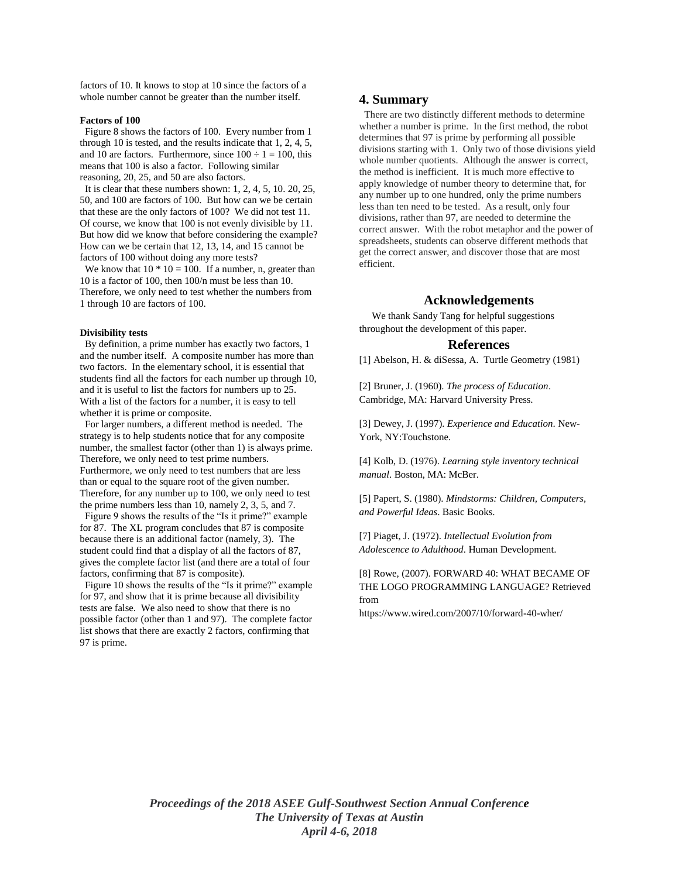factors of 10. It knows to stop at 10 since the factors of a whole number cannot be greater than the number itself.

**Factors of 100**

Figure 8 shows the factors of 100. Every number from 1 through 10 is tested, and the results indicate that 1, 2, 4, 5, and 10 are factors. Furthermore, since $100 \div 1 = 100$, this means that 100 is also a factor. Following similar reasoning, 20, 25, and 50 are also factors.

It is clear that these numbers shown: 1, 2, 4, 5, 10. 20, 25, 50, and 100 are factors of 100. But how can we be certain that these are the only factors of 100? We did not test 11. Of course, we know that 100 is not evenly divisible by 11. But how did we know that before considering the example? How can we be certain that 12, 13, 14, and 15 cannot be factors of 100 without doing any more tests?

We know that $10 * 10 = 100$. If a number, n, greater than 10 is a factor of 100, then 100/n must be less than 10. Therefore, we only need to test whether the numbers from 1 through 10 are factors of 100.

**Divisibility tests**

By definition, a prime number has exactly two factors, 1 and the number itself. A composite number has more than two factors. In the elementary school, it is essential that students find all the factors for each number up through 10, and it is useful to list the factors for numbers up to 25. With a list of the factors for a number, it is easy to tell whether it is prime or composite.

For larger numbers, a different method is needed. The strategy is to help students notice that for any composite number, the smallest factor (other than 1) is always prime. Therefore, we only need to test prime numbers. Furthermore, we only need to test numbers that are less than or equal to the square root of the given number. Therefore, for any number up to 100, we only need to test the prime numbers less than 10, namely 2, 3, 5, and 7.

Figure 9 shows the results of the "Is it prime?" example for 87. The XL program concludes that 87 is composite because there is an additional factor (namely, 3). The student could find that a display of all the factors of 87, gives the complete factor list (and there are a total of four factors, confirming that 87 is composite).

Figure 10 shows the results of the "Is it prime?" example for 97, and show that it is prime because all divisibility tests are false. We also need to show that there is no possible factor (other than 1 and 97). The complete factor list shows that there are exactly 2 factors, confirming that 97 is prime.

## 4. Summary

There are two distinctly different methods to determine whether a number is prime. In the first method, the robot determines that 97 is prime by performing all possible divisions starting with 1. Only two of those divisions yield whole number quotients. Although the answer is correct, the method is inefficient. It is much more effective to apply knowledge of number theory to determine that, for any number up to one hundred, only the prime numbers less than ten need to be tested. As a result, only four divisions, rather than 97, are needed to determine the correct answer. With the robot metaphor and the power of spreadsheets, students can observe different methods that get the correct answer, and discover those that are most efficient.

## Acknowledgements

We thank Sandy Tang for helpful suggestions throughout the development of this paper.

## References

[1] Abelson, H. & diSessa, A. Turtle Geometry (1981)

[2] Bruner, J. (1960). *The process of Education*. Cambridge, MA: Harvard University Press.

[3] Dewey, J. (1997). *Experience and Education*. New-York, NY:Touchstone.

[4] Kolb, D. (1976). *Learning style inventory technical manual*. Boston, MA: McBer.

[5] Papert, S. (1980). *Mindstorms: Children, Computers, and Powerful Ideas*. Basic Books.

[7] Piaget, J. (1972). *Intellectual Evolution from Adolescence to Adulthood*. Human Development.

[8] Rowe, (2007). FORWARD 40: WHAT BECAME OF THE LOGO PROGRAMMING LANGUAGE? Retrieved from https://www.wired.com/2007/10/forward-40-wher/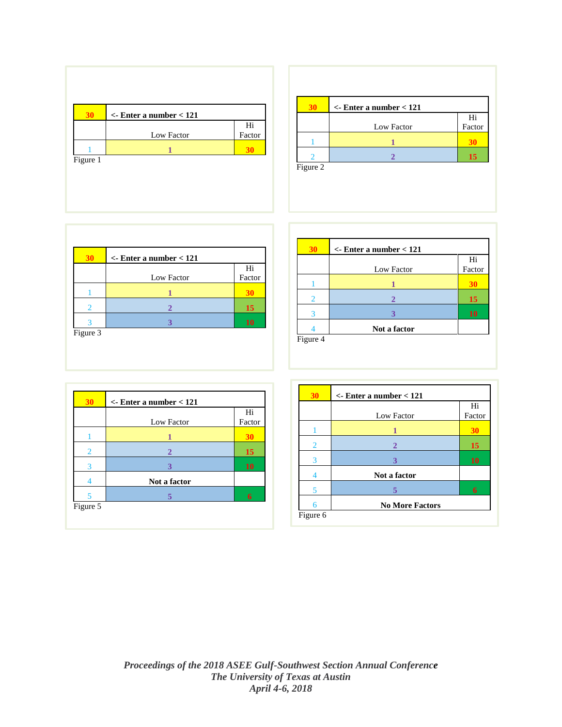| 30 | <- Enter a number < 121 | |
|---|---|---|
| | Low Factor | Hi Factor |
| 1 | 1 | 30 |

Figure 1

| 30 | <- Enter a number < 121 | |
|---|---|---|
| | Low Factor | Hi Factor |
| 1 | 1 | 30 |
| 2 | 2 | 15 |

Figure 2

| 30 | <- Enter a number < 121 | |
|---|---|---|
| | Low Factor | Hi Factor |
| 1 | 1 | 30 |
| 2 | 2 | 15 |
| 3 | 3 | 10 |

Figure 3

| 30 | <- Enter a number < 121 | |
|---|---|---|
| | Low Factor | Hi Factor |
| 1 | 1 | 30 |
| 2 | 2 | 15 |
| 3 | 3 | 10 |
| 4 | Not a factor | |

Figure 4

| 30 | <- Enter a number < 121 | |
|---|---|---|
| | Low Factor | Hi Factor |
| 1 | 1 | 30 |
| 2 | 2 | 15 |
| 3 | 3 | 10 |
| 4 | Not a factor | |
| 5 | 5 | 6 |

Figure 5

| 30 | <- Enter a number < 121 | |
|---|---|---|
| | Low Factor | Hi Factor |
| 1 | 1 | 30 |
| 2 | 2 | 15 |
| 3 | 3 | 10 |
| 4 | Not a factor | |
| 5 | 5 | 6 |
| 6 | No More Factors | |

Figure 6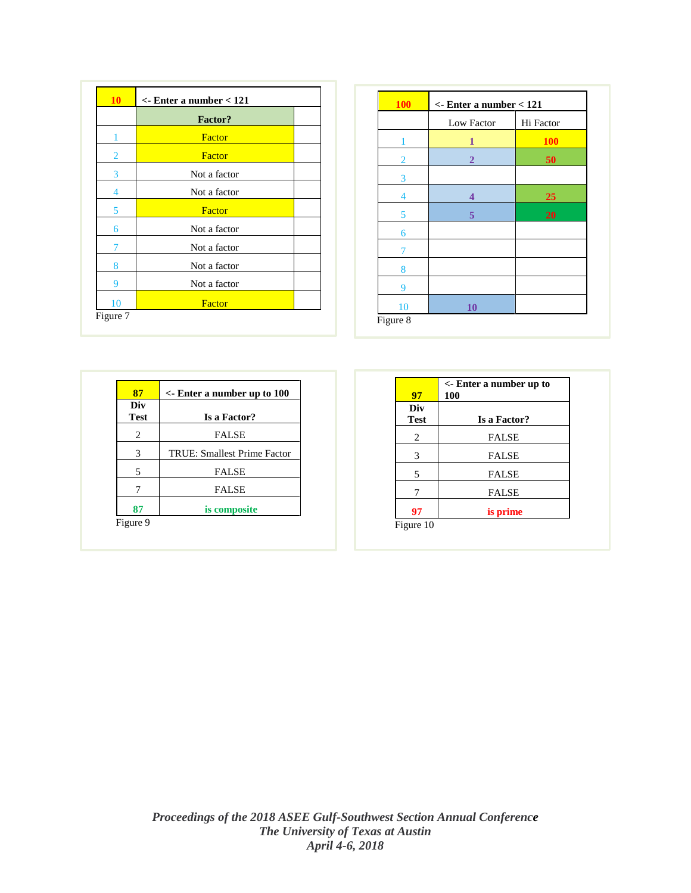| 10 | <- Enter a number < 121 | |
|---|---|---|
| | **Factor?** | |
| 1 | Factor | |
| 2 | Factor | |
| 3 | Not a factor | |
| 4 | Not a factor | |
| 5 | Factor | |
| 6 | Not a factor | |
| 7 | Not a factor | |
| 8 | Not a factor | |
| 9 | Not a factor | |
| 10 | Factor | |

Figure 7

| 100 | <- Enter a number < 121 | |
|---|---|---|
| | Low Factor | Hi Factor |
| 1 | 1 | 100 |
| 2 | 2 | 50 |
| 3 | | |
| 4 | 4 | 25 |
| 5 | 5 | 20 |
| 6 | | |
| 7 | | |
| 8 | | |
| 9 | | |
| 10 | 10 | |

Figure 8

| 87 | <- Enter a number up to 100 |
|---|---|
| **Div Test** | **Is a Factor?** |
| 2 | FALSE |
| 3 | TRUE: Smallest Prime Factor |
| 5 | FALSE |
| 7 | FALSE |
| 87 | is composite |

Figure 9

| 97 | <- Enter a number up to 100 |
|---|---|
| **Div Test** | **Is a Factor?** |
| 2 | FALSE |
| 3 | FALSE |
| 5 | FALSE |
| 7 | FALSE |
| 97 | is prime |

Figure 10